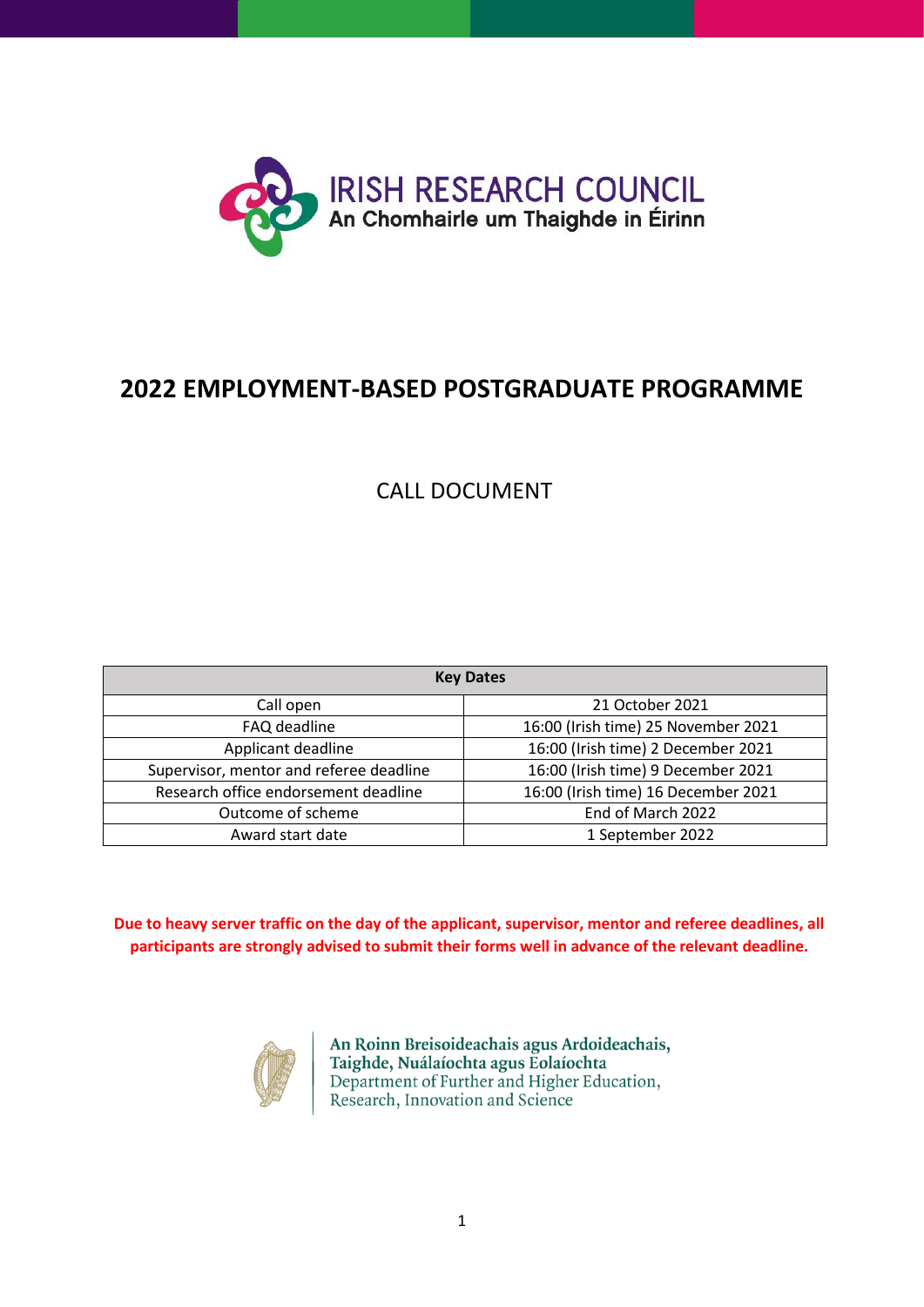IRISH RESEARCH COUNCIL
An Chomhairle um Thaighde in Éirinn

# 2022 EMPLOYMENT-BASED POSTGRADUATE PROGRAMME

## CALL DOCUMENT

| Key Dates | |
|---|---|
| Call open | 21 October 2021 |
| FAQ deadline | 16:00 (Irish time) 25 November 2021 |
| Applicant deadline | 16:00 (Irish time) 2 December 2021 |
| Supervisor, mentor and referee deadline | 16:00 (Irish time) 9 December 2021 |
| Research office endorsement deadline | 16:00 (Irish time) 16 December 2021 |
| Outcome of scheme | End of March 2022 |
| Award start date | 1 September 2022 |

**Due to heavy server traffic on the day of the applicant, supervisor, mentor and referee deadlines, all participants are strongly advised to submit their forms well in advance of the relevant deadline.**

An Roinn Breisoideachais agus Ardoideachais, Taighde, Nuálaíochta agus Eolaíochta
Department of Further and Higher Education, Research, Innovation and Science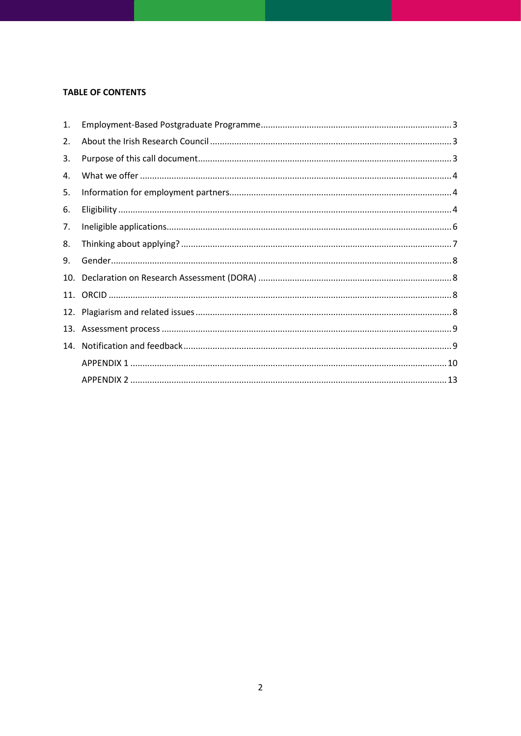**TABLE OF CONTENTS**

1. Employment-Based Postgraduate Programme .......... 3
2. About the Irish Research Council .......... 3
3. Purpose of this call document .......... 3
4. What we offer .......... 4
5. Information for employment partners .......... 4
6. Eligibility .......... 4
7. Ineligible applications .......... 6
8. Thinking about applying? .......... 7
9. Gender .......... 8
10. Declaration on Research Assessment (DORA) .......... 8
11. ORCID .......... 8
12. Plagiarism and related issues .......... 8
13. Assessment process .......... 9
14. Notification and feedback .......... 9

APPENDIX 1 .......... 10

APPENDIX 2 .......... 13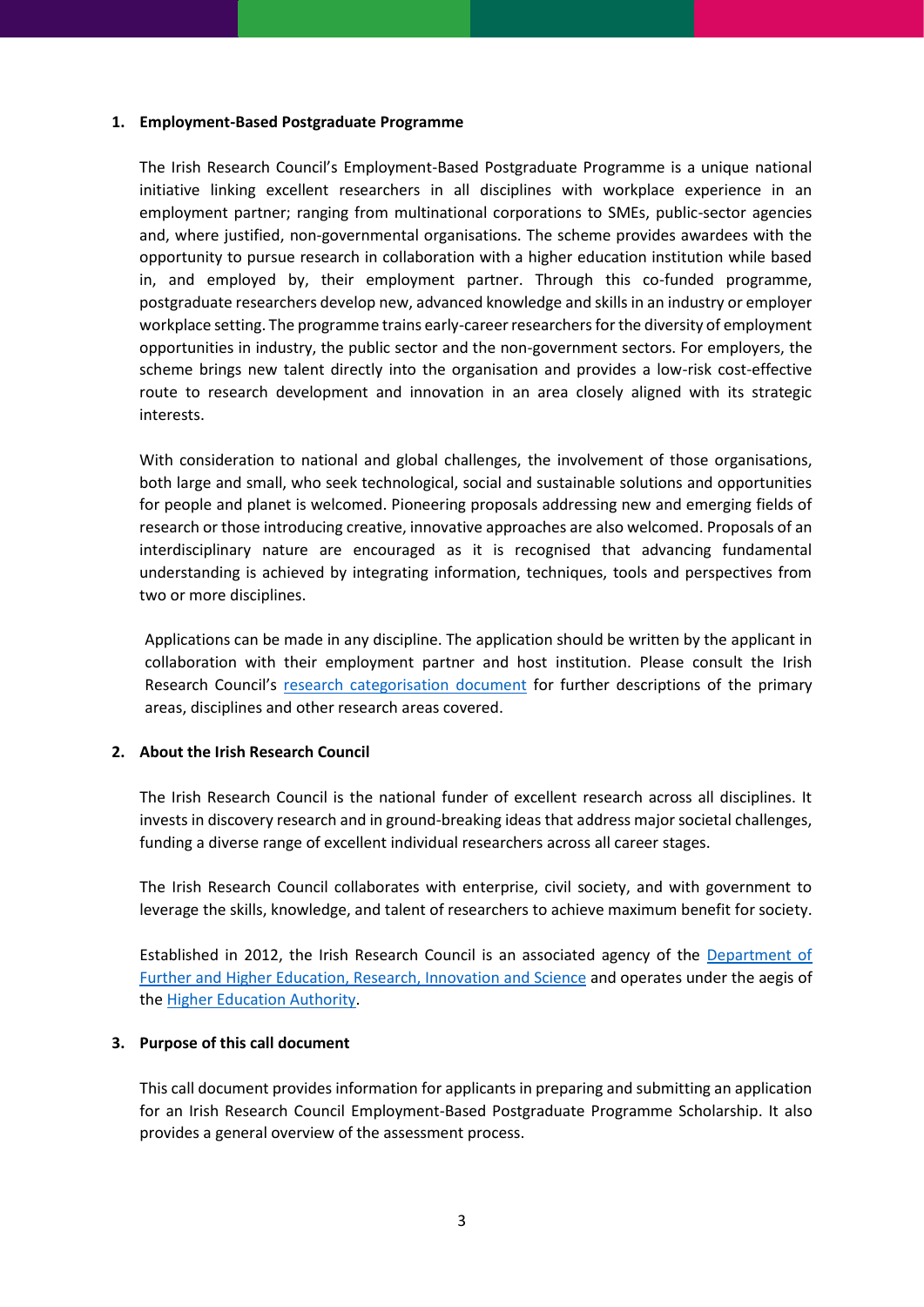## 1. Employment-Based Postgraduate Programme

The Irish Research Council's Employment-Based Postgraduate Programme is a unique national initiative linking excellent researchers in all disciplines with workplace experience in an employment partner; ranging from multinational corporations to SMEs, public-sector agencies and, where justified, non-governmental organisations. The scheme provides awardees with the opportunity to pursue research in collaboration with a higher education institution while based in, and employed by, their employment partner. Through this co-funded programme, postgraduate researchers develop new, advanced knowledge and skills in an industry or employer workplace setting. The programme trains early-career researchers for the diversity of employment opportunities in industry, the public sector and the non-government sectors. For employers, the scheme brings new talent directly into the organisation and provides a low-risk cost-effective route to research development and innovation in an area closely aligned with its strategic interests.

With consideration to national and global challenges, the involvement of those organisations, both large and small, who seek technological, social and sustainable solutions and opportunities for people and planet is welcomed. Pioneering proposals addressing new and emerging fields of research or those introducing creative, innovative approaches are also welcomed. Proposals of an interdisciplinary nature are encouraged as it is recognised that advancing fundamental understanding is achieved by integrating information, techniques, tools and perspectives from two or more disciplines.

Applications can be made in any discipline. The application should be written by the applicant in collaboration with their employment partner and host institution. Please consult the Irish Research Council's research categorisation document for further descriptions of the primary areas, disciplines and other research areas covered.

## 2. About the Irish Research Council

The Irish Research Council is the national funder of excellent research across all disciplines. It invests in discovery research and in ground-breaking ideas that address major societal challenges, funding a diverse range of excellent individual researchers across all career stages.

The Irish Research Council collaborates with enterprise, civil society, and with government to leverage the skills, knowledge, and talent of researchers to achieve maximum benefit for society.

Established in 2012, the Irish Research Council is an associated agency of the Department of Further and Higher Education, Research, Innovation and Science and operates under the aegis of the Higher Education Authority.

## 3. Purpose of this call document

This call document provides information for applicants in preparing and submitting an application for an Irish Research Council Employment-Based Postgraduate Programme Scholarship. It also provides a general overview of the assessment process.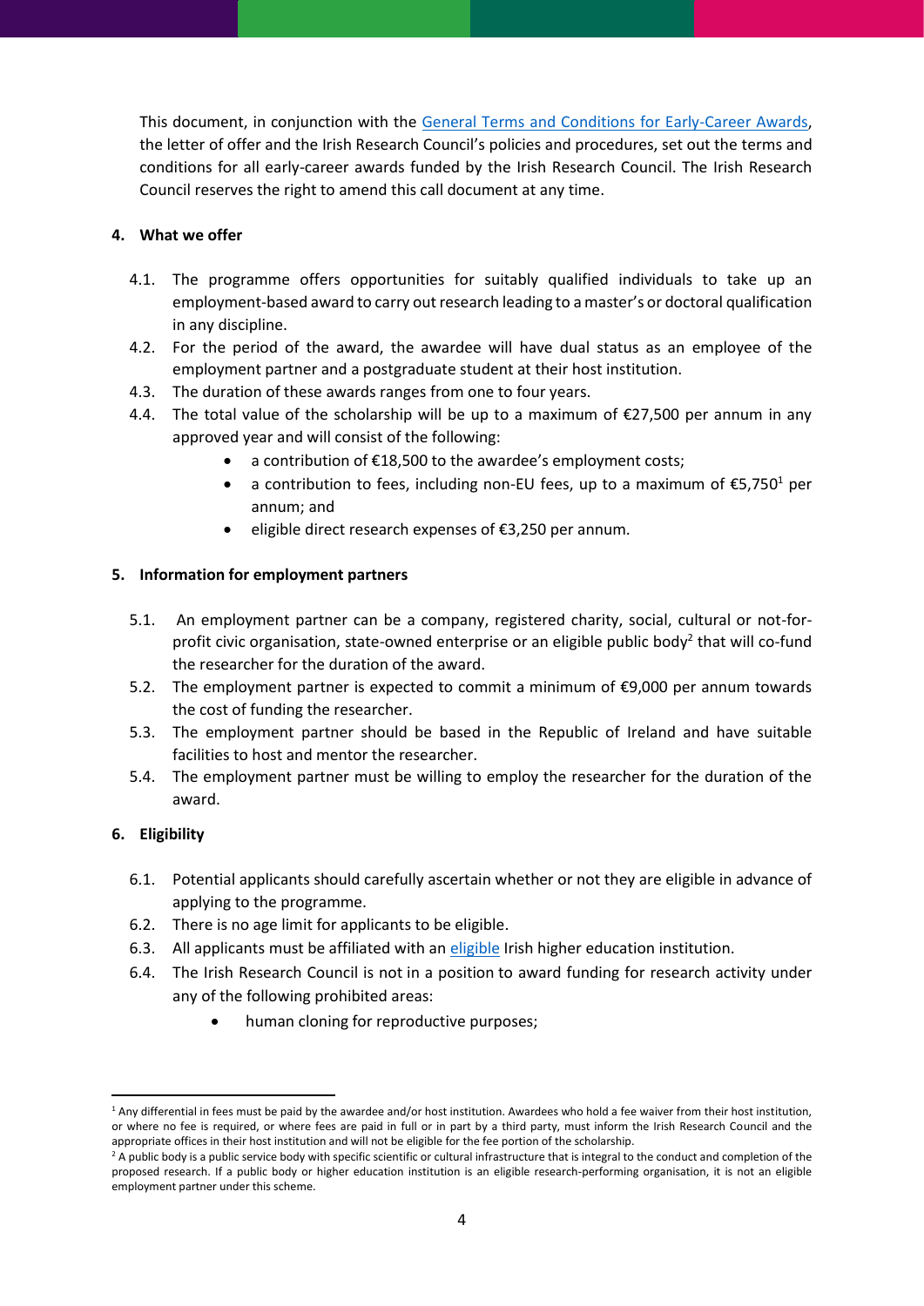This document, in conjunction with the [General Terms and Conditions for Early-Career Awards](), the letter of offer and the Irish Research Council's policies and procedures, set out the terms and conditions for all early-career awards funded by the Irish Research Council. The Irish Research Council reserves the right to amend this call document at any time.

## 4. What we offer

4.1. The programme offers opportunities for suitably qualified individuals to take up an employment-based award to carry out research leading to a master's or doctoral qualification in any discipline.

4.2. For the period of the award, the awardee will have dual status as an employee of the employment partner and a postgraduate student at their host institution.

4.3. The duration of these awards ranges from one to four years.

4.4. The total value of the scholarship will be up to a maximum of €27,500 per annum in any approved year and will consist of the following:

- a contribution of €18,500 to the awardee's employment costs;
- a contribution to fees, including non-EU fees, up to a maximum of €5,750[1] per annum; and
- eligible direct research expenses of €3,250 per annum.

## 5. Information for employment partners

5.1. An employment partner can be a company, registered charity, social, cultural or not-for-profit civic organisation, state-owned enterprise or an eligible public body[2] that will co-fund the researcher for the duration of the award.

5.2. The employment partner is expected to commit a minimum of €9,000 per annum towards the cost of funding the researcher.

5.3. The employment partner should be based in the Republic of Ireland and have suitable facilities to host and mentor the researcher.

5.4. The employment partner must be willing to employ the researcher for the duration of the award.

## 6. Eligibility

6.1. Potential applicants should carefully ascertain whether or not they are eligible in advance of applying to the programme.

6.2. There is no age limit for applicants to be eligible.

6.3. All applicants must be affiliated with an [eligible]() Irish higher education institution.

6.4. The Irish Research Council is not in a position to award funding for research activity under any of the following prohibited areas:

- human cloning for reproductive purposes;

---

[1] Any differential in fees must be paid by the awardee and/or host institution. Awardees who hold a fee waiver from their host institution, or where no fee is required, or where fees are paid in full or in part by a third party, must inform the Irish Research Council and the appropriate offices in their host institution and will not be eligible for the fee portion of the scholarship.

[2] A public body is a public service body with specific scientific or cultural infrastructure that is integral to the conduct and completion of the proposed research. If a public body or higher education institution is an eligible research-performing organisation, it is not an eligible employment partner under this scheme.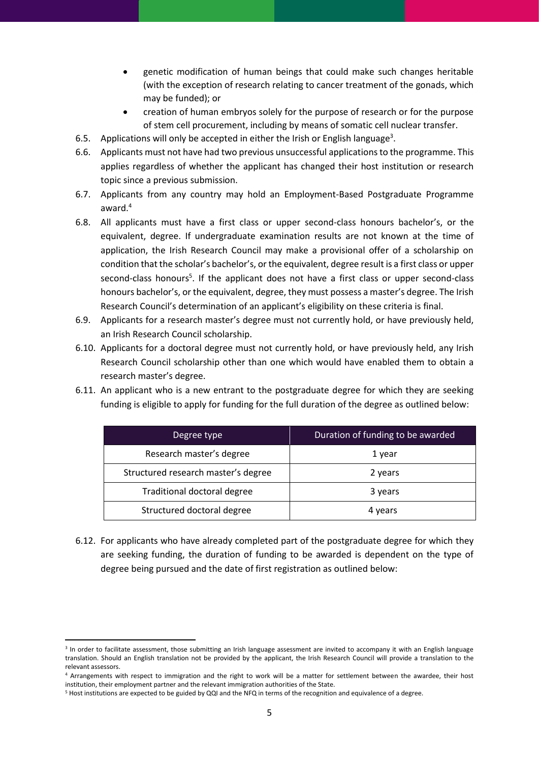- genetic modification of human beings that could make such changes heritable (with the exception of research relating to cancer treatment of the gonads, which may be funded); or
- creation of human embryos solely for the purpose of research or for the purpose of stem cell procurement, including by means of somatic cell nuclear transfer.

6.5. Applications will only be accepted in either the Irish or English language[3].

6.6. Applicants must not have had two previous unsuccessful applications to the programme. This applies regardless of whether the applicant has changed their host institution or research topic since a previous submission.

6.7. Applicants from any country may hold an Employment-Based Postgraduate Programme award.[4]

6.8. All applicants must have a first class or upper second-class honours bachelor's, or the equivalent, degree. If undergraduate examination results are not known at the time of application, the Irish Research Council may make a provisional offer of a scholarship on condition that the scholar's bachelor's, or the equivalent, degree result is a first class or upper second-class honours[5]. If the applicant does not have a first class or upper second-class honours bachelor's, or the equivalent, degree, they must possess a master's degree. The Irish Research Council's determination of an applicant's eligibility on these criteria is final.

6.9. Applicants for a research master's degree must not currently hold, or have previously held, an Irish Research Council scholarship.

6.10. Applicants for a doctoral degree must not currently hold, or have previously held, any Irish Research Council scholarship other than one which would have enabled them to obtain a research master's degree.

6.11. An applicant who is a new entrant to the postgraduate degree for which they are seeking funding is eligible to apply for funding for the full duration of the degree as outlined below:

| Degree type | Duration of funding to be awarded |
|---|---|
| Research master's degree | 1 year |
| Structured research master's degree | 2 years |
| Traditional doctoral degree | 3 years |
| Structured doctoral degree | 4 years |

6.12. For applicants who have already completed part of the postgraduate degree for which they are seeking funding, the duration of funding to be awarded is dependent on the type of degree being pursued and the date of first registration as outlined below:

---

[3] In order to facilitate assessment, those submitting an Irish language assessment are invited to accompany it with an English language translation. Should an English translation not be provided by the applicant, the Irish Research Council will provide a translation to the relevant assessors.

[4] Arrangements with respect to immigration and the right to work will be a matter for settlement between the awardee, their host institution, their employment partner and the relevant immigration authorities of the State.

[5] Host institutions are expected to be guided by QQI and the NFQ in terms of the recognition and equivalence of a degree.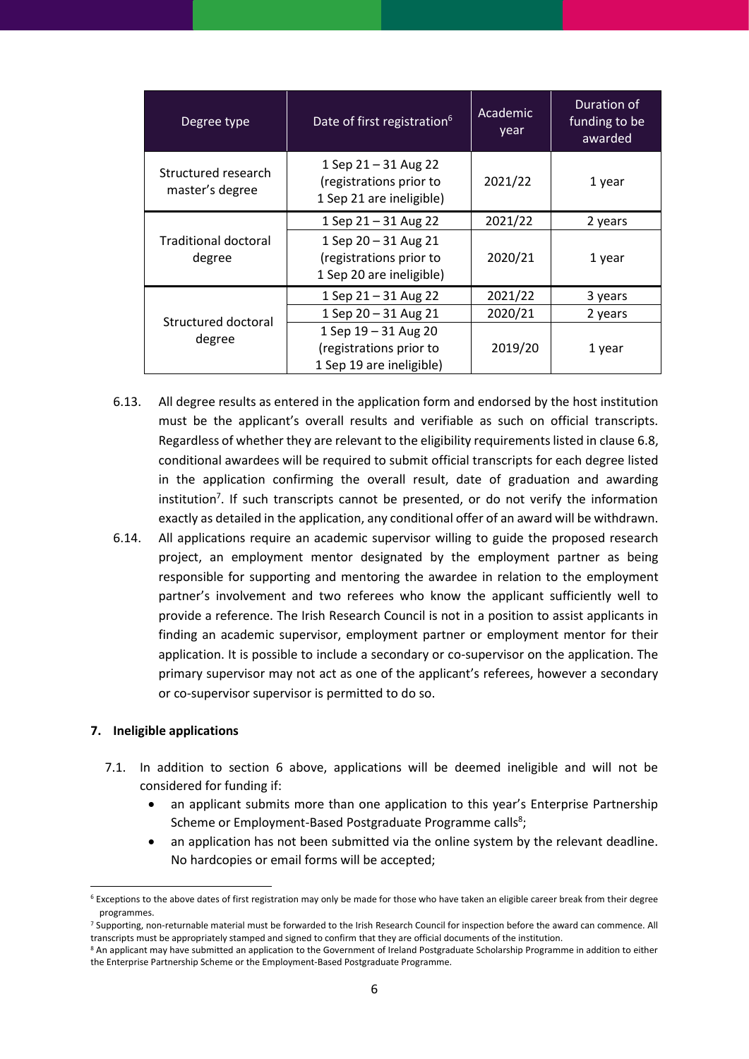| Degree type | Date of first registration[6] | Academic year | Duration of funding to be awarded |
|---|---|---|---|
| Structured research master's degree | 1 Sep 21 – 31 Aug 22 (registrations prior to 1 Sep 21 are ineligible) | 2021/22 | 1 year |
| Traditional doctoral degree | 1 Sep 21 – 31 Aug 22 | 2021/22 | 2 years |
| | 1 Sep 20 – 31 Aug 21 (registrations prior to 1 Sep 20 are ineligible) | 2020/21 | 1 year |
| Structured doctoral degree | 1 Sep 21 – 31 Aug 22 | 2021/22 | 3 years |
| | 1 Sep 20 – 31 Aug 21 | 2020/21 | 2 years |
| | 1 Sep 19 – 31 Aug 20 (registrations prior to 1 Sep 19 are ineligible) | 2019/20 | 1 year |

6.13. All degree results as entered in the application form and endorsed by the host institution must be the applicant's overall results and verifiable as such on official transcripts. Regardless of whether they are relevant to the eligibility requirements listed in clause 6.8, conditional awardees will be required to submit official transcripts for each degree listed in the application confirming the overall result, date of graduation and awarding institution[7]. If such transcripts cannot be presented, or do not verify the information exactly as detailed in the application, any conditional offer of an award will be withdrawn.

6.14. All applications require an academic supervisor willing to guide the proposed research project, an employment mentor designated by the employment partner as being responsible for supporting and mentoring the awardee in relation to the employment partner's involvement and two referees who know the applicant sufficiently well to provide a reference. The Irish Research Council is not in a position to assist applicants in finding an academic supervisor, employment partner or employment mentor for their application. It is possible to include a secondary or co-supervisor on the application. The primary supervisor may not act as one of the applicant's referees, however a secondary or co-supervisor supervisor is permitted to do so.

## 7. Ineligible applications

7.1. In addition to section 6 above, applications will be deemed ineligible and will not be considered for funding if:

- an applicant submits more than one application to this year's Enterprise Partnership Scheme or Employment-Based Postgraduate Programme calls[8];
- an application has not been submitted via the online system by the relevant deadline. No hardcopies or email forms will be accepted;

[6] Exceptions to the above dates of first registration may only be made for those who have taken an eligible career break from their degree programmes.

[7] Supporting, non-returnable material must be forwarded to the Irish Research Council for inspection before the award can commence. All transcripts must be appropriately stamped and signed to confirm that they are official documents of the institution.

[8] An applicant may have submitted an application to the Government of Ireland Postgraduate Scholarship Programme in addition to either the Enterprise Partnership Scheme or the Employment-Based Postgraduate Programme.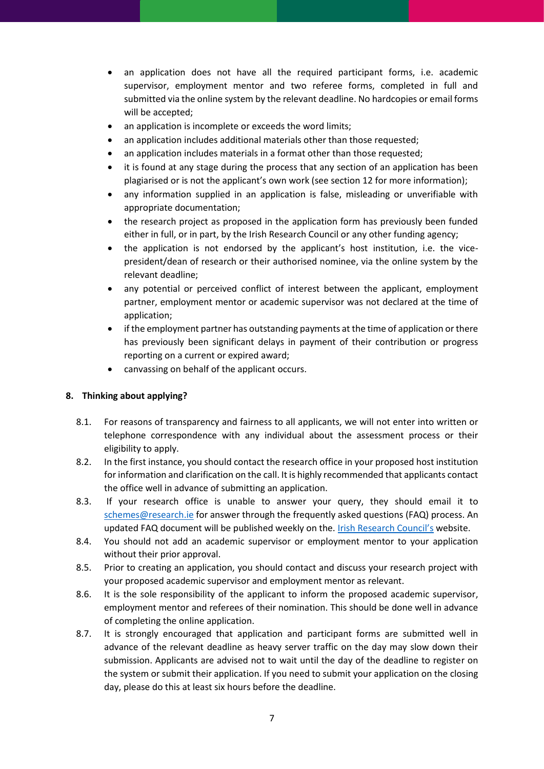- an application does not have all the required participant forms, i.e. academic supervisor, employment mentor and two referee forms, completed in full and submitted via the online system by the relevant deadline. No hardcopies or email forms will be accepted;
- an application is incomplete or exceeds the word limits;
- an application includes additional materials other than those requested;
- an application includes materials in a format other than those requested;
- it is found at any stage during the process that any section of an application has been plagiarised or is not the applicant's own work (see section 12 for more information);
- any information supplied in an application is false, misleading or unverifiable with appropriate documentation;
- the research project as proposed in the application form has previously been funded either in full, or in part, by the Irish Research Council or any other funding agency;
- the application is not endorsed by the applicant's host institution, i.e. the vice-president/dean of research or their authorised nominee, via the online system by the relevant deadline;
- any potential or perceived conflict of interest between the applicant, employment partner, employment mentor or academic supervisor was not declared at the time of application;
- if the employment partner has outstanding payments at the time of application or there has previously been significant delays in payment of their contribution or progress reporting on a current or expired award;
- canvassing on behalf of the applicant occurs.

## 8. Thinking about applying?

8.1. For reasons of transparency and fairness to all applicants, we will not enter into written or telephone correspondence with any individual about the assessment process or their eligibility to apply.

8.2. In the first instance, you should contact the research office in your proposed host institution for information and clarification on the call. It is highly recommended that applicants contact the office well in advance of submitting an application.

8.3. If your research office is unable to answer your query, they should email it to schemes@research.ie for answer through the frequently asked questions (FAQ) process. An updated FAQ document will be published weekly on the. Irish Research Council's website.

8.4. You should not add an academic supervisor or employment mentor to your application without their prior approval.

8.5. Prior to creating an application, you should contact and discuss your research project with your proposed academic supervisor and employment mentor as relevant.

8.6. It is the sole responsibility of the applicant to inform the proposed academic supervisor, employment mentor and referees of their nomination. This should be done well in advance of completing the online application.

8.7. It is strongly encouraged that application and participant forms are submitted well in advance of the relevant deadline as heavy server traffic on the day may slow down their submission. Applicants are advised not to wait until the day of the deadline to register on the system or submit their application. If you need to submit your application on the closing day, please do this at least six hours before the deadline.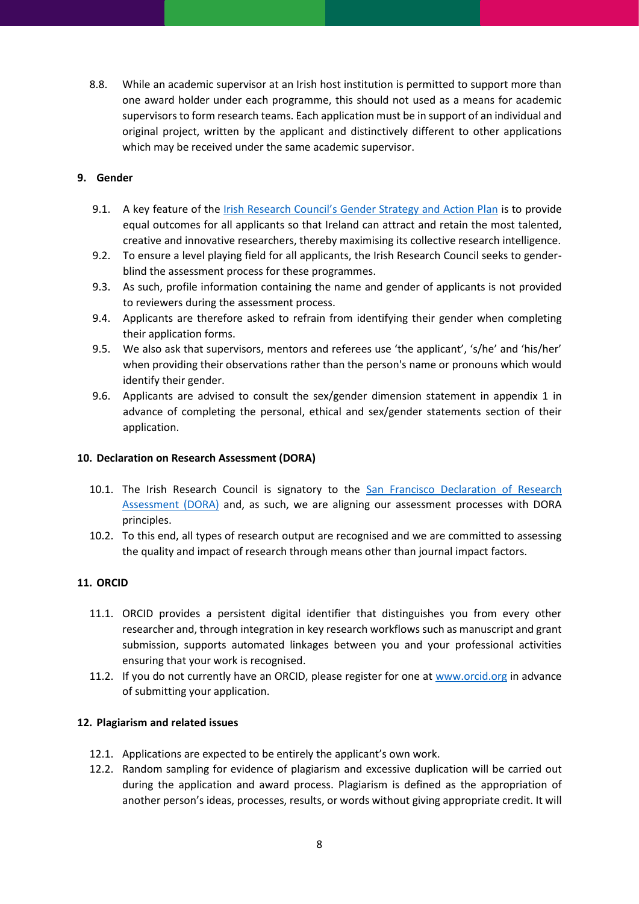8.8. While an academic supervisor at an Irish host institution is permitted to support more than one award holder under each programme, this should not used as a means for academic supervisors to form research teams. Each application must be in support of an individual and original project, written by the applicant and distinctively different to other applications which may be received under the same academic supervisor.

## 9. Gender

9.1. A key feature of the Irish Research Council's Gender Strategy and Action Plan is to provide equal outcomes for all applicants so that Ireland can attract and retain the most talented, creative and innovative researchers, thereby maximising its collective research intelligence.

9.2. To ensure a level playing field for all applicants, the Irish Research Council seeks to gender-blind the assessment process for these programmes.

9.3. As such, profile information containing the name and gender of applicants is not provided to reviewers during the assessment process.

9.4. Applicants are therefore asked to refrain from identifying their gender when completing their application forms.

9.5. We also ask that supervisors, mentors and referees use 'the applicant', 's/he' and 'his/her' when providing their observations rather than the person's name or pronouns which would identify their gender.

9.6. Applicants are advised to consult the sex/gender dimension statement in appendix 1 in advance of completing the personal, ethical and sex/gender statements section of their application.

## 10. Declaration on Research Assessment (DORA)

10.1. The Irish Research Council is signatory to the San Francisco Declaration of Research Assessment (DORA) and, as such, we are aligning our assessment processes with DORA principles.

10.2. To this end, all types of research output are recognised and we are committed to assessing the quality and impact of research through means other than journal impact factors.

## 11. ORCID

11.1. ORCID provides a persistent digital identifier that distinguishes you from every other researcher and, through integration in key research workflows such as manuscript and grant submission, supports automated linkages between you and your professional activities ensuring that your work is recognised.

11.2. If you do not currently have an ORCID, please register for one at www.orcid.org in advance of submitting your application.

## 12. Plagiarism and related issues

12.1. Applications are expected to be entirely the applicant's own work.

12.2. Random sampling for evidence of plagiarism and excessive duplication will be carried out during the application and award process. Plagiarism is defined as the appropriation of another person's ideas, processes, results, or words without giving appropriate credit. It will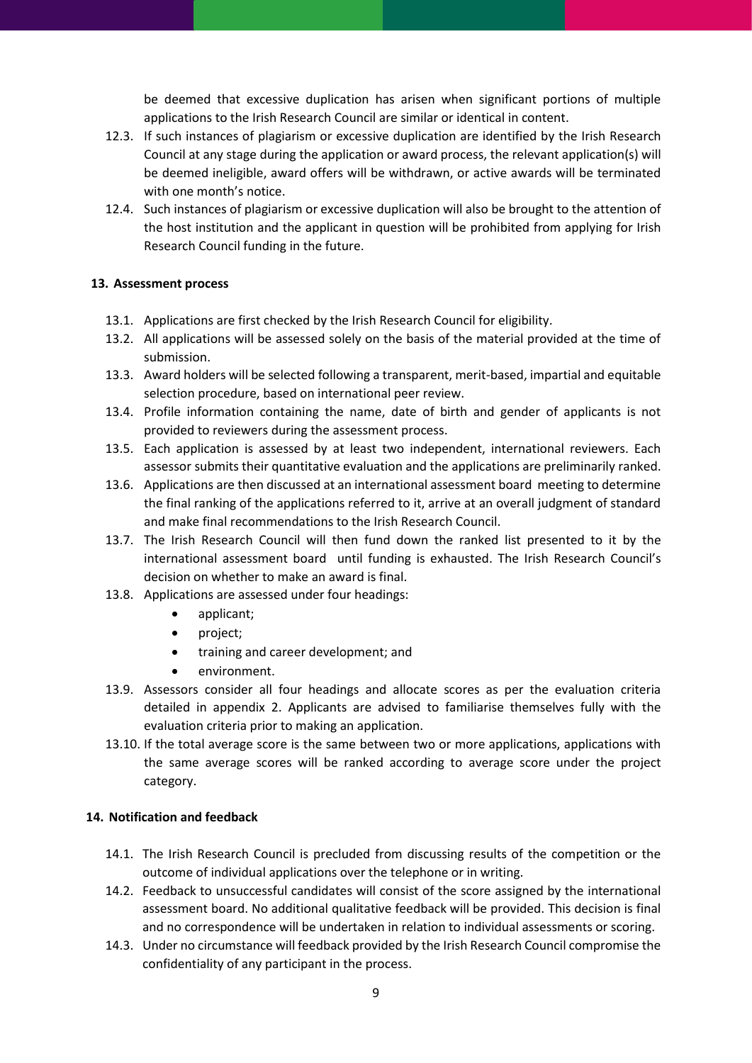be deemed that excessive duplication has arisen when significant portions of multiple applications to the Irish Research Council are similar or identical in content.

12.3. If such instances of plagiarism or excessive duplication are identified by the Irish Research Council at any stage during the application or award process, the relevant application(s) will be deemed ineligible, award offers will be withdrawn, or active awards will be terminated with one month's notice.

12.4. Such instances of plagiarism or excessive duplication will also be brought to the attention of the host institution and the applicant in question will be prohibited from applying for Irish Research Council funding in the future.

## 13. Assessment process

13.1. Applications are first checked by the Irish Research Council for eligibility.

13.2. All applications will be assessed solely on the basis of the material provided at the time of submission.

13.3. Award holders will be selected following a transparent, merit-based, impartial and equitable selection procedure, based on international peer review.

13.4. Profile information containing the name, date of birth and gender of applicants is not provided to reviewers during the assessment process.

13.5. Each application is assessed by at least two independent, international reviewers. Each assessor submits their quantitative evaluation and the applications are preliminarily ranked.

13.6. Applications are then discussed at an international assessment board meeting to determine the final ranking of the applications referred to it, arrive at an overall judgment of standard and make final recommendations to the Irish Research Council.

13.7. The Irish Research Council will then fund down the ranked list presented to it by the international assessment board until funding is exhausted. The Irish Research Council's decision on whether to make an award is final.

13.8. Applications are assessed under four headings:

- applicant;
- project;
- training and career development; and
- environment.

13.9. Assessors consider all four headings and allocate scores as per the evaluation criteria detailed in appendix 2. Applicants are advised to familiarise themselves fully with the evaluation criteria prior to making an application.

13.10. If the total average score is the same between two or more applications, applications with the same average scores will be ranked according to average score under the project category.

## 14. Notification and feedback

14.1. The Irish Research Council is precluded from discussing results of the competition or the outcome of individual applications over the telephone or in writing.

14.2. Feedback to unsuccessful candidates will consist of the score assigned by the international assessment board. No additional qualitative feedback will be provided. This decision is final and no correspondence will be undertaken in relation to individual assessments or scoring.

14.3. Under no circumstance will feedback provided by the Irish Research Council compromise the confidentiality of any participant in the process.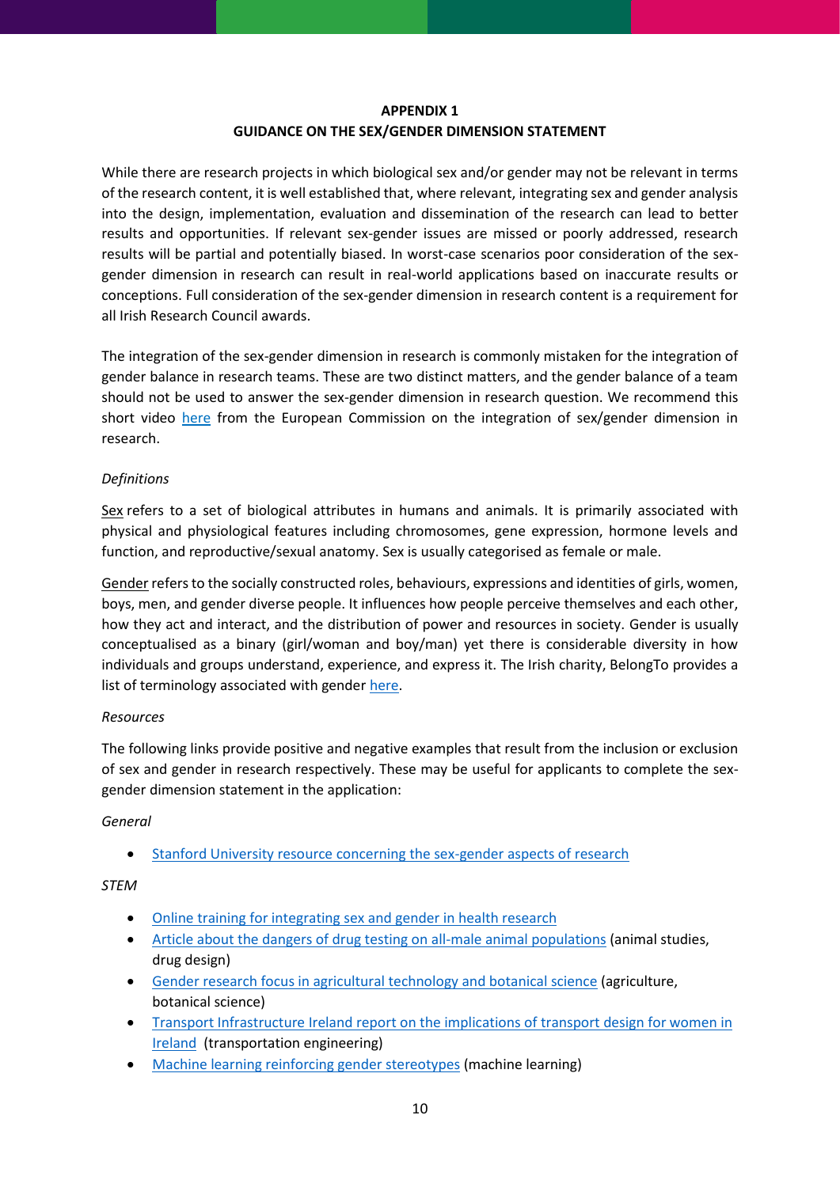## APPENDIX 1
## GUIDANCE ON THE SEX/GENDER DIMENSION STATEMENT

While there are research projects in which biological sex and/or gender may not be relevant in terms of the research content, it is well established that, where relevant, integrating sex and gender analysis into the design, implementation, evaluation and dissemination of the research can lead to better results and opportunities. If relevant sex-gender issues are missed or poorly addressed, research results will be partial and potentially biased. In worst-case scenarios poor consideration of the sex-gender dimension in research can result in real-world applications based on inaccurate results or conceptions. Full consideration of the sex-gender dimension in research content is a requirement for all Irish Research Council awards.

The integration of the sex-gender dimension in research is commonly mistaken for the integration of gender balance in research teams. These are two distinct matters, and the gender balance of a team should not be used to answer the sex-gender dimension in research question. We recommend this short video here from the European Commission on the integration of sex/gender dimension in research.

*Definitions*

Sex refers to a set of biological attributes in humans and animals. It is primarily associated with physical and physiological features including chromosomes, gene expression, hormone levels and function, and reproductive/sexual anatomy. Sex is usually categorised as female or male.

Gender refers to the socially constructed roles, behaviours, expressions and identities of girls, women, boys, men, and gender diverse people. It influences how people perceive themselves and each other, how they act and interact, and the distribution of power and resources in society. Gender is usually conceptualised as a binary (girl/woman and boy/man) yet there is considerable diversity in how individuals and groups understand, experience, and express it. The Irish charity, BelongTo provides a list of terminology associated with gender here.

*Resources*

The following links provide positive and negative examples that result from the inclusion or exclusion of sex and gender in research respectively. These may be useful for applicants to complete the sex-gender dimension statement in the application:

*General*

- Stanford University resource concerning the sex-gender aspects of research

*STEM*

- Online training for integrating sex and gender in health research
- Article about the dangers of drug testing on all-male animal populations (animal studies, drug design)
- Gender research focus in agricultural technology and botanical science (agriculture, botanical science)
- Transport Infrastructure Ireland report on the implications of transport design for women in Ireland (transportation engineering)
- Machine learning reinforcing gender stereotypes (machine learning)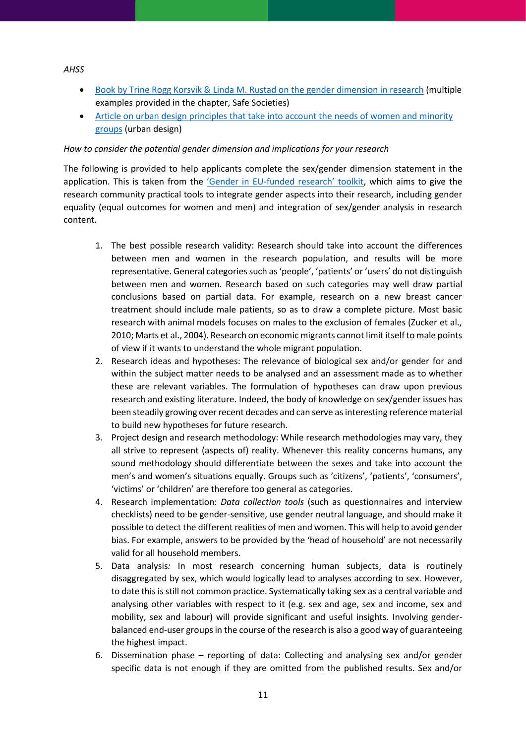*AHSS*

- Book by Trine Rogg Korsvik & Linda M. Rustad on the gender dimension in research (multiple examples provided in the chapter, Safe Societies)
- Article on urban design principles that take into account the needs of women and minority groups (urban design)

*How to consider the potential gender dimension and implications for your research*

The following is provided to help applicants complete the sex/gender dimension statement in the application. This is taken from the 'Gender in EU-funded research' toolkit, which aims to give the research community practical tools to integrate gender aspects into their research, including gender equality (equal outcomes for women and men) and integration of sex/gender analysis in research content.

1. The best possible research validity: Research should take into account the differences between men and women in the research population, and results will be more representative. General categories such as 'people', 'patients' or 'users' do not distinguish between men and women. Research based on such categories may well draw partial conclusions based on partial data. For example, research on a new breast cancer treatment should include male patients, so as to draw a complete picture. Most basic research with animal models focuses on males to the exclusion of females (Zucker et al., 2010; Marts et al., 2004). Research on economic migrants cannot limit itself to male points of view if it wants to understand the whole migrant population.
2. Research ideas and hypotheses: The relevance of biological sex and/or gender for and within the subject matter needs to be analysed and an assessment made as to whether these are relevant variables. The formulation of hypotheses can draw upon previous research and existing literature. Indeed, the body of knowledge on sex/gender issues has been steadily growing over recent decades and can serve as interesting reference material to build new hypotheses for future research.
3. Project design and research methodology: While research methodologies may vary, they all strive to represent (aspects of) reality. Whenever this reality concerns humans, any sound methodology should differentiate between the sexes and take into account the men's and women's situations equally. Groups such as 'citizens', 'patients', 'consumers', 'victims' or 'children' are therefore too general as categories.
4. Research implementation: *Data collection tools* (such as questionnaires and interview checklists) need to be gender-sensitive, use gender neutral language, and should make it possible to detect the different realities of men and women. This will help to avoid gender bias. For example, answers to be provided by the 'head of household' are not necessarily valid for all household members.
5. Data analysis*:* In most research concerning human subjects, data is routinely disaggregated by sex, which would logically lead to analyses according to sex. However, to date this is still not common practice. Systematically taking sex as a central variable and analysing other variables with respect to it (e.g. sex and age, sex and income, sex and mobility, sex and labour) will provide significant and useful insights. Involving gender-balanced end-user groups in the course of the research is also a good way of guaranteeing the highest impact.
6. Dissemination phase – reporting of data: Collecting and analysing sex and/or gender specific data is not enough if they are omitted from the published results. Sex and/or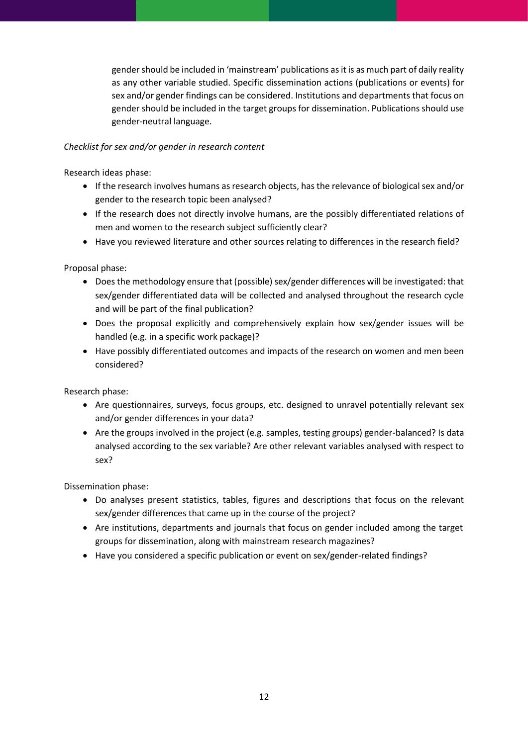gender should be included in 'mainstream' publications as it is as much part of daily reality as any other variable studied. Specific dissemination actions (publications or events) for sex and/or gender findings can be considered. Institutions and departments that focus on gender should be included in the target groups for dissemination. Publications should use gender-neutral language.

*Checklist for sex and/or gender in research content*

Research ideas phase:

- If the research involves humans as research objects, has the relevance of biological sex and/or gender to the research topic been analysed?
- If the research does not directly involve humans, are the possibly differentiated relations of men and women to the research subject sufficiently clear?
- Have you reviewed literature and other sources relating to differences in the research field?

Proposal phase:

- Does the methodology ensure that (possible) sex/gender differences will be investigated: that sex/gender differentiated data will be collected and analysed throughout the research cycle and will be part of the final publication?
- Does the proposal explicitly and comprehensively explain how sex/gender issues will be handled (e.g. in a specific work package)?
- Have possibly differentiated outcomes and impacts of the research on women and men been considered?

Research phase:

- Are questionnaires, surveys, focus groups, etc. designed to unravel potentially relevant sex and/or gender differences in your data?
- Are the groups involved in the project (e.g. samples, testing groups) gender-balanced? Is data analysed according to the sex variable? Are other relevant variables analysed with respect to sex?

Dissemination phase:

- Do analyses present statistics, tables, figures and descriptions that focus on the relevant sex/gender differences that came up in the course of the project?
- Are institutions, departments and journals that focus on gender included among the target groups for dissemination, along with mainstream research magazines?
- Have you considered a specific publication or event on sex/gender-related findings?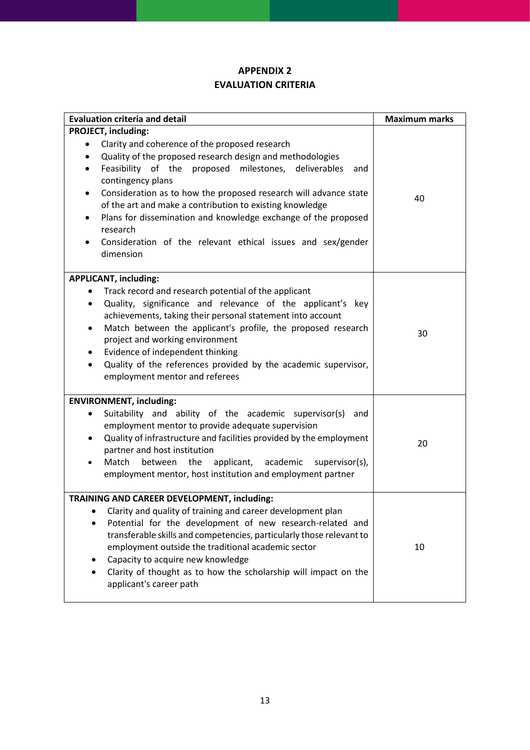# APPENDIX 2
# EVALUATION CRITERIA

| Evaluation criteria and detail | Maximum marks |
|---|---|
| **PROJECT, including:**<br>• Clarity and coherence of the proposed research<br>• Quality of the proposed research design and methodologies<br>• Feasibility of the proposed milestones, deliverables and contingency plans<br>• Consideration as to how the proposed research will advance state of the art and make a contribution to existing knowledge<br>• Plans for dissemination and knowledge exchange of the proposed research<br>• Consideration of the relevant ethical issues and sex/gender dimension | 40 |
| **APPLICANT, including:**<br>• Track record and research potential of the applicant<br>• Quality, significance and relevance of the applicant's key achievements, taking their personal statement into account<br>• Match between the applicant's profile, the proposed research project and working environment<br>• Evidence of independent thinking<br>• Quality of the references provided by the academic supervisor, employment mentor and referees | 30 |
| **ENVIRONMENT, including:**<br>• Suitability and ability of the academic supervisor(s) and employment mentor to provide adequate supervision<br>• Quality of infrastructure and facilities provided by the employment partner and host institution<br>• Match between the applicant, academic supervisor(s), employment mentor, host institution and employment partner | 20 |
| **TRAINING AND CAREER DEVELOPMENT, including:**<br>• Clarity and quality of training and career development plan<br>• Potential for the development of new research-related and transferable skills and competencies, particularly those relevant to employment outside the traditional academic sector<br>• Capacity to acquire new knowledge<br>• Clarity of thought as to how the scholarship will impact on the applicant's career path | 10 |